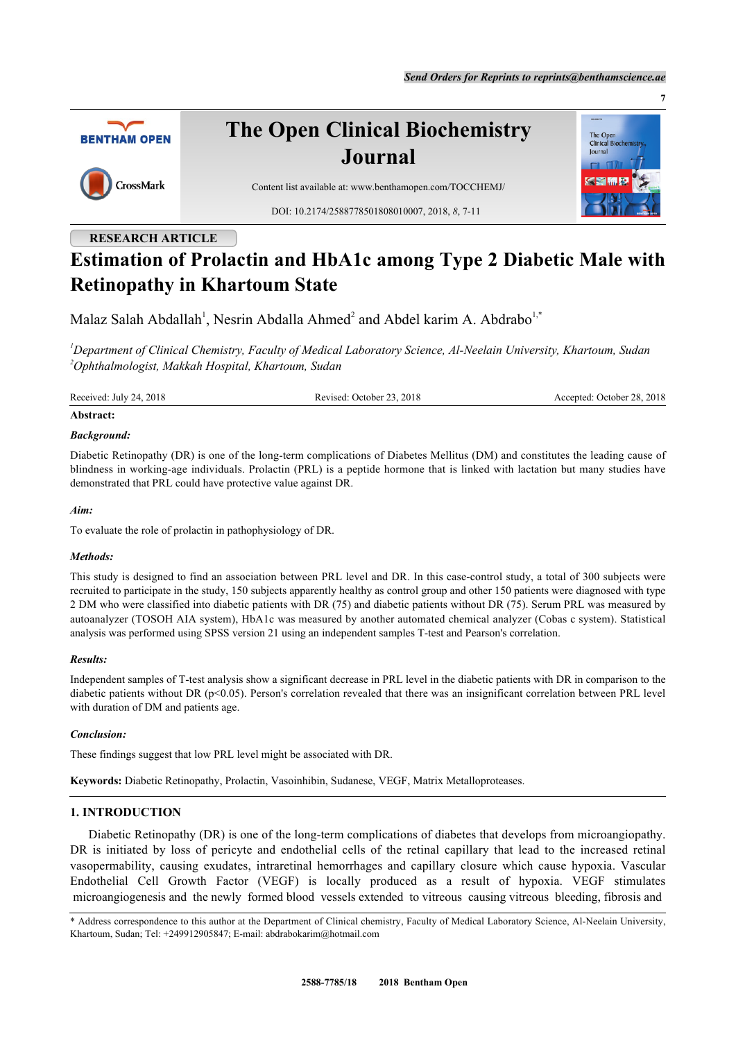RESEARCH ARTICLE

# Estimation of Prolactin and HbA1c among Type 2 Diabetic Male with Retinopathy in Khartoum State

Malaz Salah Abdallah[1], Nesrin Abdalla Ahmed[2] and Abdel karim A. Abdrabo[1,*]

[1]*Department of Clinical Chemistry, Faculty of Medical Laboratory Science, Al-Neelain University, Khartoum, Sudan*
[2]*Ophthalmologist, Makkah Hospital, Khartoum, Sudan*

Received: July 24, 2018 Revised: October 23, 2018 Accepted: October 28, 2018

**Abstract:**

***Background:***

Diabetic Retinopathy (DR) is one of the long-term complications of Diabetes Mellitus (DM) and constitutes the leading cause of blindness in working-age individuals. Prolactin (PRL) is a peptide hormone that is linked with lactation but many studies have demonstrated that PRL could have protective value against DR.

***Aim:***

To evaluate the role of prolactin in pathophysiology of DR.

***Methods:***

This study is designed to find an association between PRL level and DR. In this case-control study, a total of 300 subjects were recruited to participate in the study, 150 subjects apparently healthy as control group and other 150 patients were diagnosed with type 2 DM who were classified into diabetic patients with DR (75) and diabetic patients without DR (75). Serum PRL was measured by autoanalyzer (TOSOH AIA system), HbA1c was measured by another automated chemical analyzer (Cobas c system). Statistical analysis was performed using SPSS version 21 using an independent samples T-test and Pearson's correlation.

***Results:***

Independent samples of T-test analysis show a significant decrease in PRL level in the diabetic patients with DR in comparison to the diabetic patients without DR ($p<0.05$). Person's correlation revealed that there was an insignificant correlation between PRL level with duration of DM and patients age.

***Conclusion:***

These findings suggest that low PRL level might be associated with DR.

**Keywords:** Diabetic Retinopathy, Prolactin, Vasoinhibin, Sudanese, VEGF, Matrix Metalloproteases.

## 1. INTRODUCTION

Diabetic Retinopathy (DR) is one of the long-term complications of diabetes that develops from microangiopathy. DR is initiated by loss of pericyte and endothelial cells of the retinal capillary that lead to the increased retinal vasopermability, causing exudates, intraretinal hemorrhages and capillary closure which cause hypoxia. Vascular Endothelial Cell Growth Factor (VEGF) is locally produced as a result of hypoxia. VEGF stimulates microangiogenesis and the newly formed blood vessels extended to vitreous causing vitreous bleeding, fibrosis and

* Address correspondence to this author at the Department of Clinical chemistry, Faculty of Medical Laboratory Science, Al-Neelain University, Khartoum, Sudan; Tel: +249912905847; E-mail: abdrabokarim@hotmail.com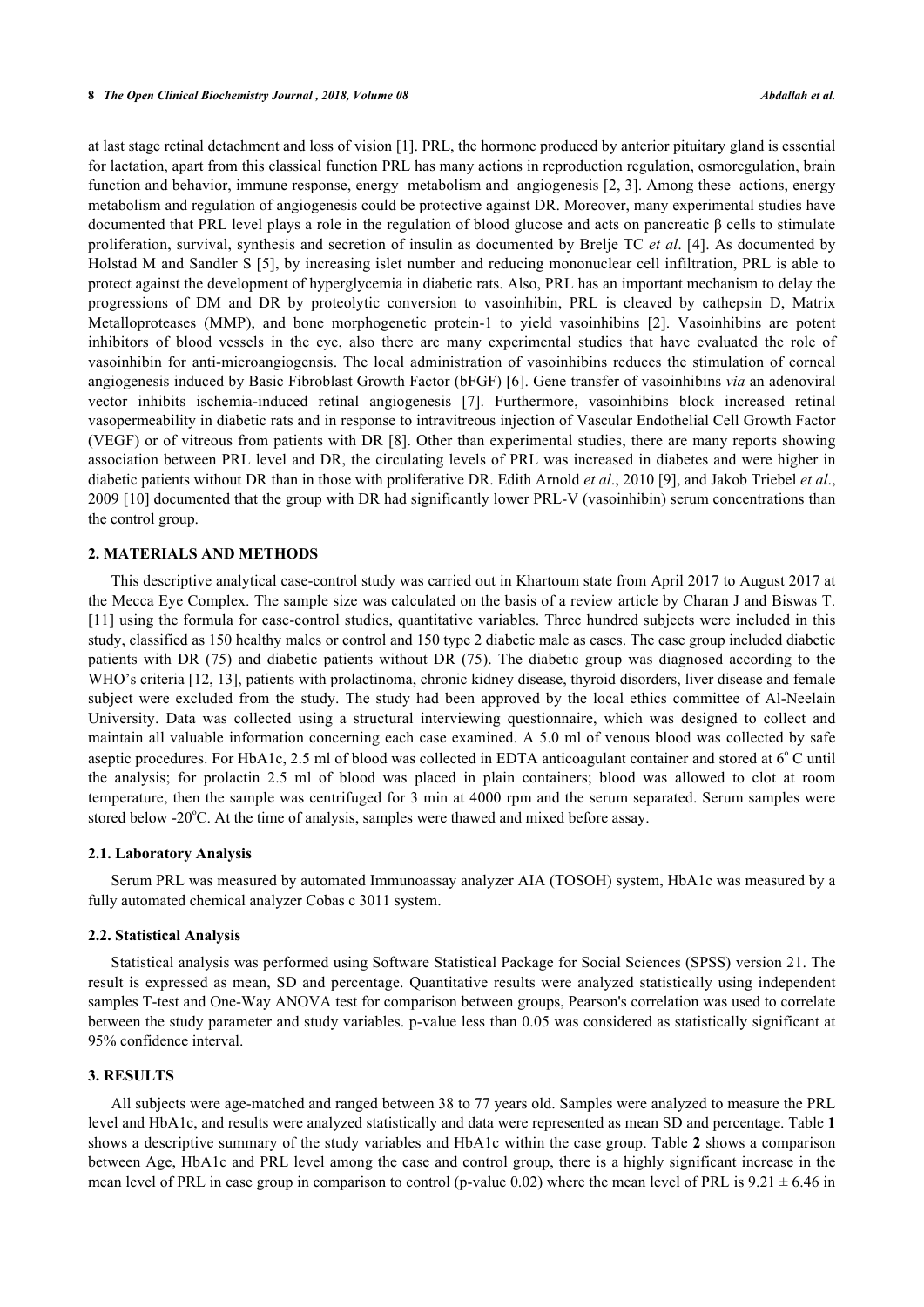at last stage retinal detachment and loss of vision [1]. PRL, the hormone produced by anterior pituitary gland is essential for lactation, apart from this classical function PRL has many actions in reproduction regulation, osmoregulation, brain function and behavior, immune response, energy metabolism and angiogenesis [2, 3]. Among these actions, energy metabolism and regulation of angiogenesis could be protective against DR. Moreover, many experimental studies have documented that PRL level plays a role in the regulation of blood glucose and acts on pancreatic β cells to stimulate proliferation, survival, synthesis and secretion of insulin as documented by Brelje TC *et al*. [4]. As documented by Holstad M and Sandler S [5], by increasing islet number and reducing mononuclear cell infiltration, PRL is able to protect against the development of hyperglycemia in diabetic rats. Also, PRL has an important mechanism to delay the progressions of DM and DR by proteolytic conversion to vasoinhibin, PRL is cleaved by cathepsin D, Matrix Metalloproteases (MMP), and bone morphogenetic protein-1 to yield vasoinhibins [2]. Vasoinhibins are potent inhibitors of blood vessels in the eye, also there are many experimental studies that have evaluated the role of vasoinhibin for anti-microangiogensis. The local administration of vasoinhibins reduces the stimulation of corneal angiogenesis induced by Basic Fibroblast Growth Factor (bFGF) [6]. Gene transfer of vasoinhibins *via* an adenoviral vector inhibits ischemia-induced retinal angiogenesis [7]. Furthermore, vasoinhibins block increased retinal vasopermeability in diabetic rats and in response to intravitreous injection of Vascular Endothelial Cell Growth Factor (VEGF) or of vitreous from patients with DR [8]. Other than experimental studies, there are many reports showing association between PRL level and DR, the circulating levels of PRL was increased in diabetes and were higher in diabetic patients without DR than in those with proliferative DR. Edith Arnold *et al*., 2010 [9], and Jakob Triebel *et al*., 2009 [10] documented that the group with DR had significantly lower PRL-V (vasoinhibin) serum concentrations than the control group.

## 2. MATERIALS AND METHODS

This descriptive analytical case-control study was carried out in Khartoum state from April 2017 to August 2017 at the Mecca Eye Complex. The sample size was calculated on the basis of a review article by Charan J and Biswas T. [11] using the formula for case-control studies, quantitative variables. Three hundred subjects were included in this study, classified as 150 healthy males or control and 150 type 2 diabetic male as cases. The case group included diabetic patients with DR (75) and diabetic patients without DR (75). The diabetic group was diagnosed according to the WHO's criteria [12, 13], patients with prolactinoma, chronic kidney disease, thyroid disorders, liver disease and female subject were excluded from the study. The study had been approved by the local ethics committee of Al-Neelain University. Data was collected using a structural interviewing questionnaire, which was designed to collect and maintain all valuable information concerning each case examined. A 5.0 ml of venous blood was collected by safe aseptic procedures. For HbA1c, 2.5 ml of blood was collected in EDTA anticoagulant container and stored at 6$^{o}$ C until the analysis; for prolactin 2.5 ml of blood was placed in plain containers; blood was allowed to clot at room temperature, then the sample was centrifuged for 3 min at 4000 rpm and the serum separated. Serum samples were stored below -20$^{o}$C. At the time of analysis, samples were thawed and mixed before assay.

### 2.1. Laboratory Analysis

Serum PRL was measured by automated Immunoassay analyzer AIA (TOSOH) system, HbA1c was measured by a fully automated chemical analyzer Cobas c 3011 system.

### 2.2. Statistical Analysis

Statistical analysis was performed using Software Statistical Package for Social Sciences (SPSS) version 21. The result is expressed as mean, SD and percentage. Quantitative results were analyzed statistically using independent samples T-test and One-Way ANOVA test for comparison between groups, Pearson's correlation was used to correlate between the study parameter and study variables. p-value less than 0.05 was considered as statistically significant at 95% confidence interval.

## 3. RESULTS

All subjects were age-matched and ranged between 38 to 77 years old. Samples were analyzed to measure the PRL level and HbA1c, and results were analyzed statistically and data were represented as mean SD and percentage. Table **1** shows a descriptive summary of the study variables and HbA1c within the case group. Table **2** shows a comparison between Age, HbA1c and PRL level among the case and control group, there is a highly significant increase in the mean level of PRL in case group in comparison to control (p-value 0.02) where the mean level of PRL is 9.21 ± 6.46 in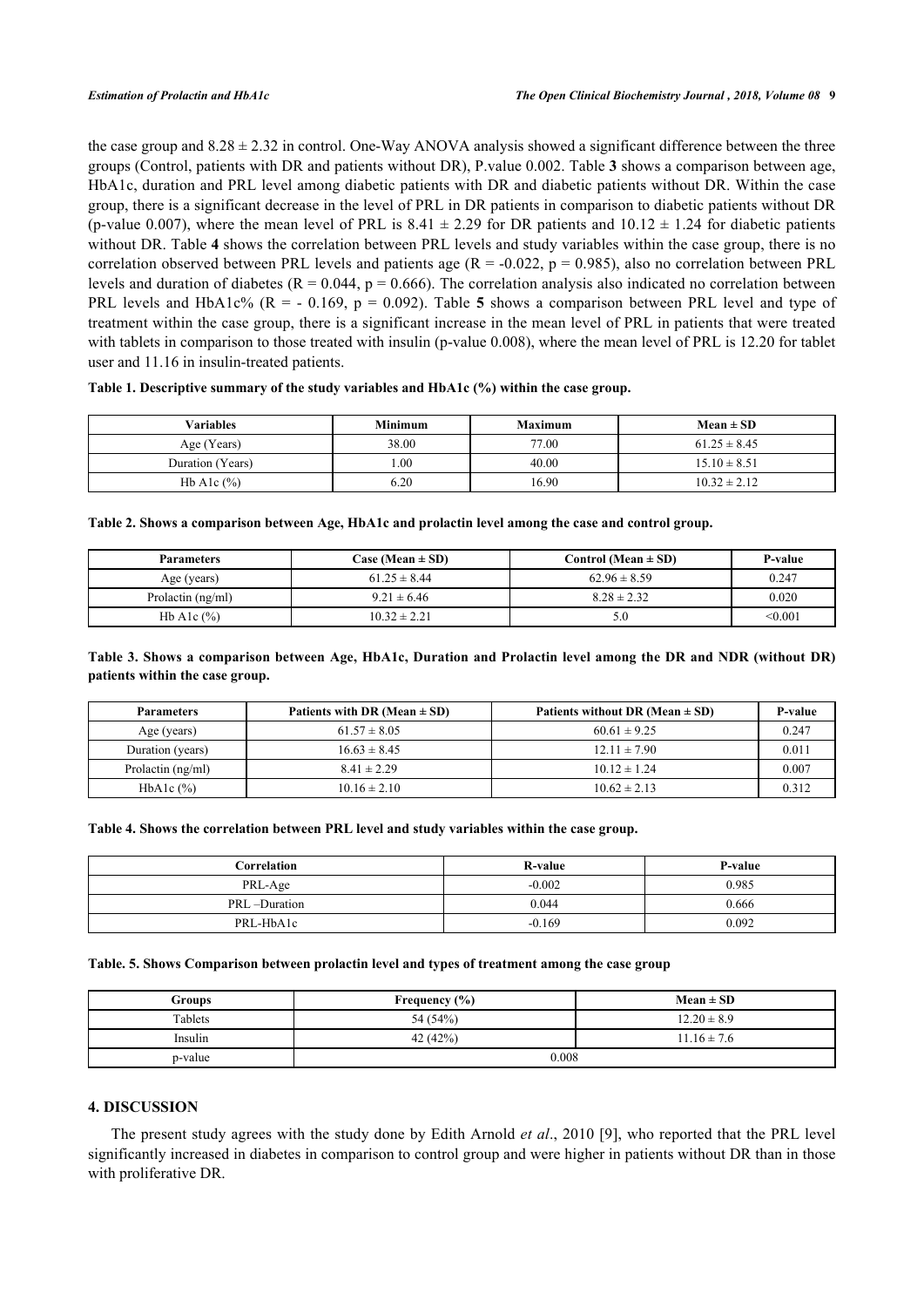the case group and $8.28 \pm 2.32$ in control. One-Way ANOVA analysis showed a significant difference between the three groups (Control, patients with DR and patients without DR), P.value 0.002. Table **3** shows a comparison between age, HbA1c, duration and PRL level among diabetic patients with DR and diabetic patients without DR. Within the case group, there is a significant decrease in the level of PRL in DR patients in comparison to diabetic patients without DR (p-value 0.007), where the mean level of PRL is $8.41 \pm 2.29$ for DR patients and $10.12 \pm 1.24$ for diabetic patients without DR. Table **4** shows the correlation between PRL levels and study variables within the case group, there is no correlation observed between PRL levels and patients age ($R = -0.022$, $p = 0.985$), also no correlation between PRL levels and duration of diabetes ($R = 0.044$, $p = 0.666$). The correlation analysis also indicated no correlation between PRL levels and HbA1c% ($R = -0.169$, $p = 0.092$). Table **5** shows a comparison between PRL level and type of treatment within the case group, there is a significant increase in the mean level of PRL in patients that were treated with tablets in comparison to those treated with insulin (p-value 0.008), where the mean level of PRL is 12.20 for tablet user and 11.16 in insulin-treated patients.

**Table 1. Descriptive summary of the study variables and HbA1c (%) within the case group.**

| Variables | Minimum | Maximum | Mean ± SD |
|---|---|---|---|
| Age (Years) | 38.00 | 77.00 | 61.25 ± 8.45 |
| Duration (Years) | 1.00 | 40.00 | 15.10 ± 8.51 |
| Hb A1c (%) | 6.20 | 16.90 | 10.32 ± 2.12 |

**Table 2. Shows a comparison between Age, HbA1c and prolactin level among the case and control group.**

| Parameters | Case (Mean ± SD) | Control (Mean ± SD) | P-value |
|---|---|---|---|
| Age (years) | 61.25 ± 8.44 | 62.96 ± 8.59 | 0.247 |
| Prolactin (ng/ml) | 9.21 ± 6.46 | 8.28 ± 2.32 | 0.020 |
| Hb A1c (%) | 10.32 ± 2.21 | 5.0 | <0.001 |

**Table 3. Shows a comparison between Age, HbA1c, Duration and Prolactin level among the DR and NDR (without DR) patients within the case group.**

| Parameters | Patients with DR (Mean ± SD) | Patients without DR (Mean ± SD) | P-value |
|---|---|---|---|
| Age (years) | 61.57 ± 8.05 | 60.61 ± 9.25 | 0.247 |
| Duration (years) | 16.63 ± 8.45 | 12.11 ± 7.90 | 0.011 |
| Prolactin (ng/ml) | 8.41 ± 2.29 | 10.12 ± 1.24 | 0.007 |
| HbA1c (%) | 10.16 ± 2.10 | 10.62 ± 2.13 | 0.312 |

**Table 4. Shows the correlation between PRL level and study variables within the case group.**

| Correlation | R-value | P-value |
|---|---|---|
| PRL-Age | -0.002 | 0.985 |
| PRL –Duration | 0.044 | 0.666 |
| PRL-HbA1c | -0.169 | 0.092 |

**Table. 5. Shows Comparison between prolactin level and types of treatment among the case group**

| Groups | Frequency (%) | Mean ± SD |
|---|---|---|
| Tablets | 54 (54%) | 12.20 ± 8.9 |
| Insulin | 42 (42%) | 11.16 ± 7.6 |
| p-value | 0.008 | |

## 4. DISCUSSION

The present study agrees with the study done by Edith Arnold *et al*., 2010 [9], who reported that the PRL level significantly increased in diabetes in comparison to control group and were higher in patients without DR than in those with proliferative DR.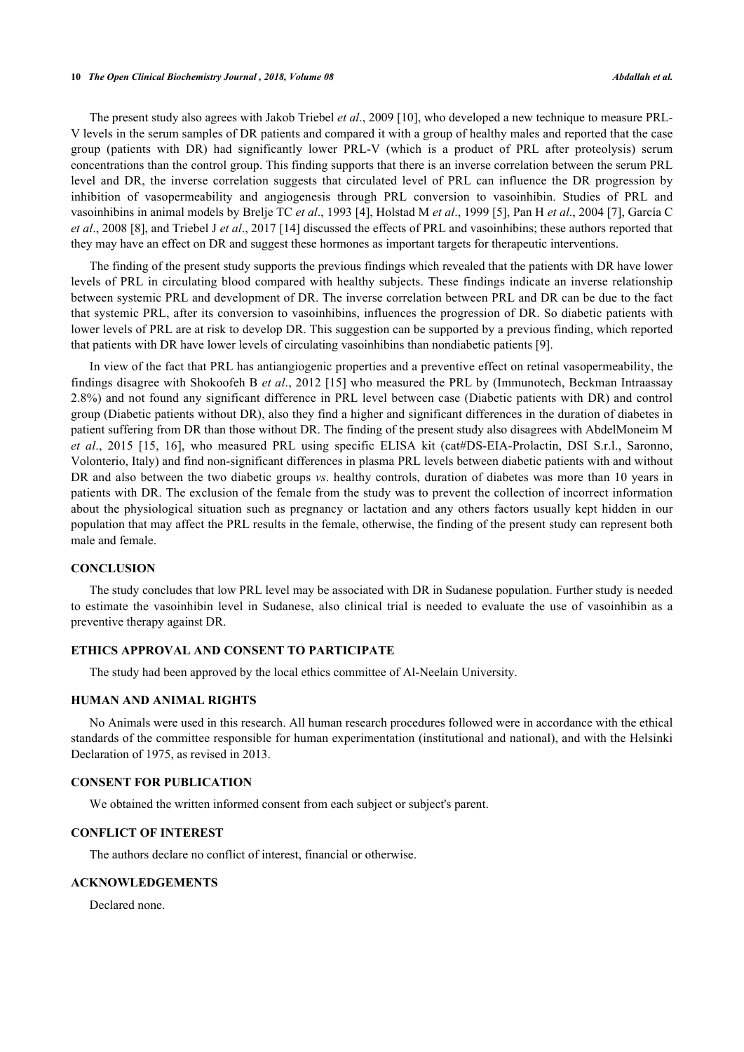The present study also agrees with Jakob Triebel *et al*., 2009 [10], who developed a new technique to measure PRL-V levels in the serum samples of DR patients and compared it with a group of healthy males and reported that the case group (patients with DR) had significantly lower PRL-V (which is a product of PRL after proteolysis) serum concentrations than the control group. This finding supports that there is an inverse correlation between the serum PRL level and DR, the inverse correlation suggests that circulated level of PRL can influence the DR progression by inhibition of vasopermeability and angiogenesis through PRL conversion to vasoinhibin. Studies of PRL and vasoinhibins in animal models by Brelje TC *et al*., 1993 [4], Holstad M *et al*., 1999 [5], Pan H *et al*., 2004 [7], García C *et al*., 2008 [8], and Triebel J *et al*., 2017 [14] discussed the effects of PRL and vasoinhibins; these authors reported that they may have an effect on DR and suggest these hormones as important targets for therapeutic interventions.

The finding of the present study supports the previous findings which revealed that the patients with DR have lower levels of PRL in circulating blood compared with healthy subjects. These findings indicate an inverse relationship between systemic PRL and development of DR. The inverse correlation between PRL and DR can be due to the fact that systemic PRL, after its conversion to vasoinhibins, influences the progression of DR. So diabetic patients with lower levels of PRL are at risk to develop DR. This suggestion can be supported by a previous finding, which reported that patients with DR have lower levels of circulating vasoinhibins than nondiabetic patients [9].

In view of the fact that PRL has antiangiogenic properties and a preventive effect on retinal vasopermeability, the findings disagree with Shokoofeh B *et al*., 2012 [15] who measured the PRL by (Immunotech, Beckman Intraassay 2.8%) and not found any significant difference in PRL level between case (Diabetic patients with DR) and control group (Diabetic patients without DR), also they find a higher and significant differences in the duration of diabetes in patient suffering from DR than those without DR. The finding of the present study also disagrees with AbdelMoneim M *et al*., 2015 [15, 16], who measured PRL using specific ELISA kit (cat#DS-EIA-Prolactin, DSI S.r.l., Saronno, Volonterio, Italy) and find non-significant differences in plasma PRL levels between diabetic patients with and without DR and also between the two diabetic groups *vs*. healthy controls, duration of diabetes was more than 10 years in patients with DR. The exclusion of the female from the study was to prevent the collection of incorrect information about the physiological situation such as pregnancy or lactation and any others factors usually kept hidden in our population that may affect the PRL results in the female, otherwise, the finding of the present study can represent both male and female.

## CONCLUSION

The study concludes that low PRL level may be associated with DR in Sudanese population. Further study is needed to estimate the vasoinhibin level in Sudanese, also clinical trial is needed to evaluate the use of vasoinhibin as a preventive therapy against DR.

## ETHICS APPROVAL AND CONSENT TO PARTICIPATE

The study had been approved by the local ethics committee of Al-Neelain University.

## HUMAN AND ANIMAL RIGHTS

No Animals were used in this research. All human research procedures followed were in accordance with the ethical standards of the committee responsible for human experimentation (institutional and national), and with the Helsinki Declaration of 1975, as revised in 2013.

## CONSENT FOR PUBLICATION

We obtained the written informed consent from each subject or subject's parent.

## CONFLICT OF INTEREST

The authors declare no conflict of interest, financial or otherwise.

## ACKNOWLEDGEMENTS

Declared none.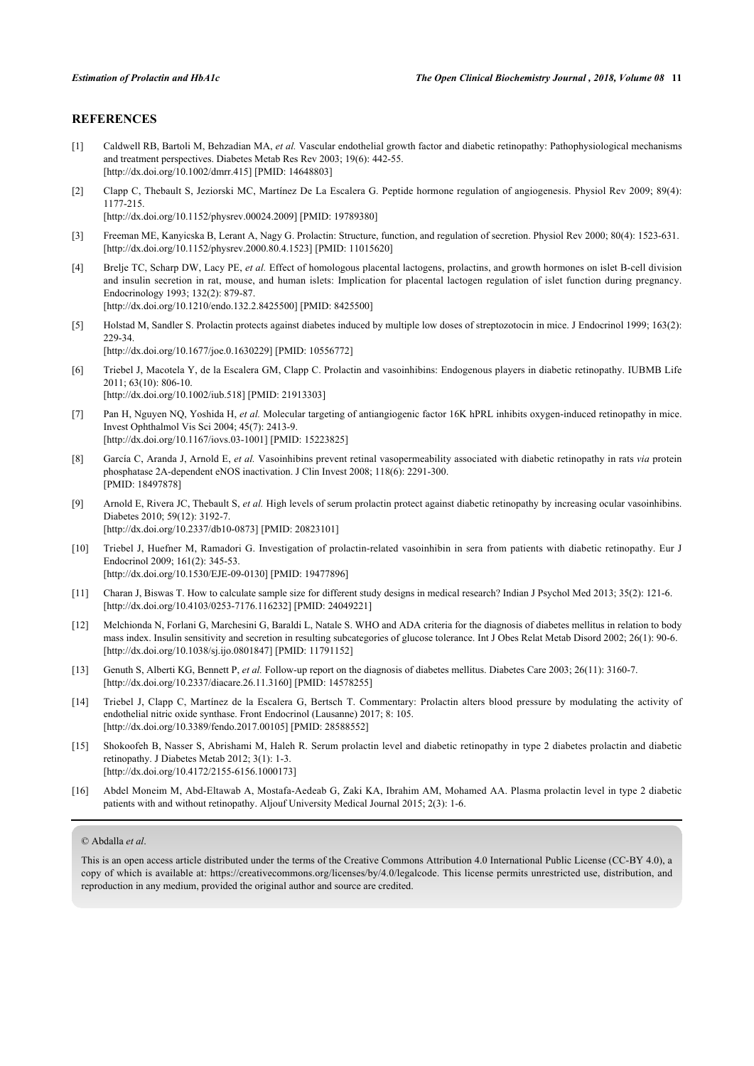## REFERENCES

[1] Caldwell RB, Bartoli M, Behzadian MA, *et al.* Vascular endothelial growth factor and diabetic retinopathy: Pathophysiological mechanisms and treatment perspectives. Diabetes Metab Res Rev 2003; 19(6): 442-55. [http://dx.doi.org/10.1002/dmrr.415] [PMID: 14648803]

[2] Clapp C, Thebault S, Jeziorski MC, Martínez De La Escalera G. Peptide hormone regulation of angiogenesis. Physiol Rev 2009; 89(4): 1177-215. [http://dx.doi.org/10.1152/physrev.00024.2009] [PMID: 19789380]

[3] Freeman ME, Kanyicska B, Lerant A, Nagy G. Prolactin: Structure, function, and regulation of secretion. Physiol Rev 2000; 80(4): 1523-631. [http://dx.doi.org/10.1152/physrev.2000.80.4.1523] [PMID: 11015620]

[4] Brelje TC, Scharp DW, Lacy PE, *et al.* Effect of homologous placental lactogens, prolactins, and growth hormones on islet B-cell division and insulin secretion in rat, mouse, and human islets: Implication for placental lactogen regulation of islet function during pregnancy. Endocrinology 1993; 132(2): 879-87. [http://dx.doi.org/10.1210/endo.132.2.8425500] [PMID: 8425500]

[5] Holstad M, Sandler S. Prolactin protects against diabetes induced by multiple low doses of streptozotocin in mice. J Endocrinol 1999; 163(2): 229-34. [http://dx.doi.org/10.1677/joe.0.1630229] [PMID: 10556772]

[6] Triebel J, Macotela Y, de la Escalera GM, Clapp C. Prolactin and vasoinhibins: Endogenous players in diabetic retinopathy. IUBMB Life 2011; 63(10): 806-10. [http://dx.doi.org/10.1002/iub.518] [PMID: 21913303]

[7] Pan H, Nguyen NQ, Yoshida H, *et al.* Molecular targeting of antiangiogenic factor 16K hPRL inhibits oxygen-induced retinopathy in mice. Invest Ophthalmol Vis Sci 2004; 45(7): 2413-9. [http://dx.doi.org/10.1167/iovs.03-1001] [PMID: 15223825]

[8] García C, Aranda J, Arnold E, *et al.* Vasoinhibins prevent retinal vasopermeability associated with diabetic retinopathy in rats *via* protein phosphatase 2A-dependent eNOS inactivation. J Clin Invest 2008; 118(6): 2291-300. [PMID: 18497878]

[9] Arnold E, Rivera JC, Thebault S, *et al.* High levels of serum prolactin protect against diabetic retinopathy by increasing ocular vasoinhibins. Diabetes 2010; 59(12): 3192-7. [http://dx.doi.org/10.2337/db10-0873] [PMID: 20823101]

[10] Triebel J, Huefner M, Ramadori G. Investigation of prolactin-related vasoinhibin in sera from patients with diabetic retinopathy. Eur J Endocrinol 2009; 161(2): 345-53. [http://dx.doi.org/10.1530/EJE-09-0130] [PMID: 19477896]

[11] Charan J, Biswas T. How to calculate sample size for different study designs in medical research? Indian J Psychol Med 2013; 35(2): 121-6. [http://dx.doi.org/10.4103/0253-7176.116232] [PMID: 24049221]

[12] Melchionda N, Forlani G, Marchesini G, Baraldi L, Natale S. WHO and ADA criteria for the diagnosis of diabetes mellitus in relation to body mass index. Insulin sensitivity and secretion in resulting subcategories of glucose tolerance. Int J Obes Relat Metab Disord 2002; 26(1): 90-6. [http://dx.doi.org/10.1038/sj.ijo.0801847] [PMID: 11791152]

[13] Genuth S, Alberti KG, Bennett P, *et al.* Follow-up report on the diagnosis of diabetes mellitus. Diabetes Care 2003; 26(11): 3160-7. [http://dx.doi.org/10.2337/diacare.26.11.3160] [PMID: 14578255]

[14] Triebel J, Clapp C, Martínez de la Escalera G, Bertsch T. Commentary: Prolactin alters blood pressure by modulating the activity of endothelial nitric oxide synthase. Front Endocrinol (Lausanne) 2017; 8: 105. [http://dx.doi.org/10.3389/fendo.2017.00105] [PMID: 28588552]

[15] Shokoofeh B, Nasser S, Abrishami M, Haleh R. Serum prolactin level and diabetic retinopathy in type 2 diabetes prolactin and diabetic retinopathy. J Diabetes Metab 2012; 3(1): 1-3. [http://dx.doi.org/10.4172/2155-6156.1000173]

[16] Abdel Moneim M, Abd-Eltawab A, Mostafa-Aedeab G, Zaki KA, Ibrahim AM, Mohamed AA. Plasma prolactin level in type 2 diabetic patients with and without retinopathy. Aljouf University Medical Journal 2015; 2(3): 1-6.

© Abdalla *et al*.

This is an open access article distributed under the terms of the Creative Commons Attribution 4.0 International Public License (CC-BY 4.0), a copy of which is available at: https://creativecommons.org/licenses/by/4.0/legalcode. This license permits unrestricted use, distribution, and reproduction in any medium, provided the original author and source are credited.